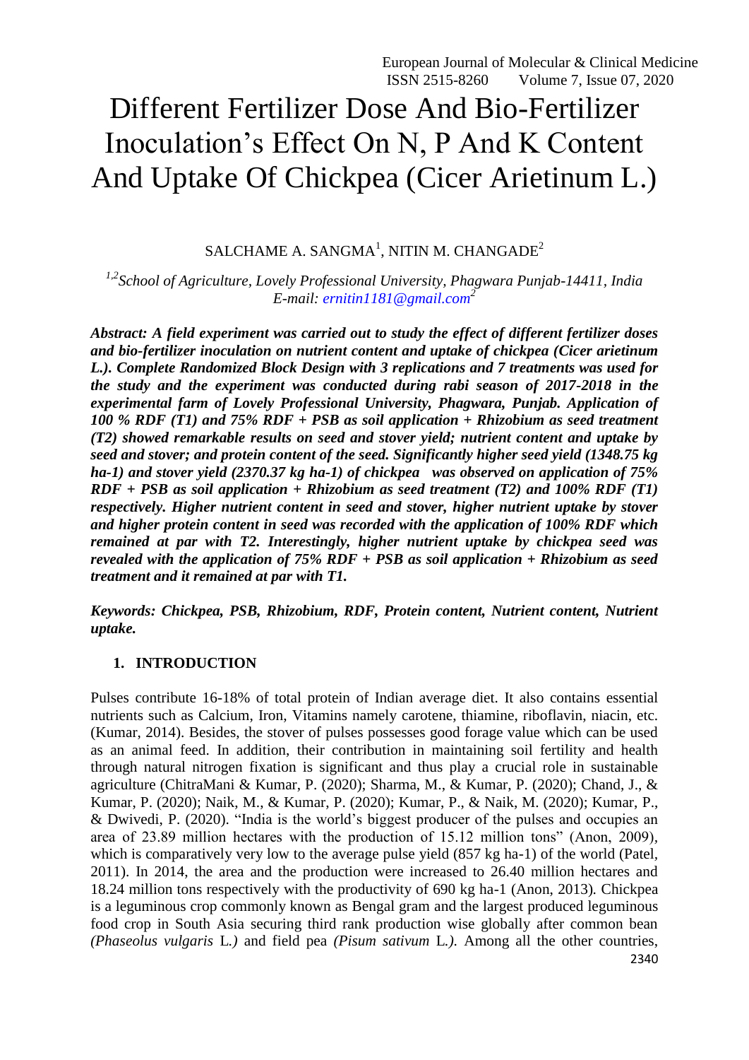# Different Fertilizer Dose And Bio-Fertilizer Inoculation's Effect On N, P And K Content And Uptake Of Chickpea (Cicer Arietinum L.)

SALCHAME A. SANGMA[1], NITIN M. CHANGADE[2]

*[1,2]School of Agriculture, Lovely Professional University, Phagwara Punjab-14411, India*
*E-mail: ernitin1181@gmail.com[2]*

***Abstract: A field experiment was carried out to study the effect of different fertilizer doses and bio-fertilizer inoculation on nutrient content and uptake of chickpea (Cicer arietinum L.). Complete Randomized Block Design with 3 replications and 7 treatments was used for the study and the experiment was conducted during rabi season of 2017-2018 in the experimental farm of Lovely Professional University, Phagwara, Punjab. Application of 100 % RDF (T1) and 75% RDF + PSB as soil application + Rhizobium as seed treatment (T2) showed remarkable results on seed and stover yield; nutrient content and uptake by seed and stover; and protein content of the seed. Significantly higher seed yield (1348.75 kg ha-1) and stover yield (2370.37 kg ha-1) of chickpea was observed on application of 75% RDF + PSB as soil application + Rhizobium as seed treatment (T2) and 100% RDF (T1) respectively. Higher nutrient content in seed and stover, higher nutrient uptake by stover and higher protein content in seed was recorded with the application of 100% RDF which remained at par with T2. Interestingly, higher nutrient uptake by chickpea seed was revealed with the application of 75% RDF + PSB as soil application + Rhizobium as seed treatment and it remained at par with T1.***

***Keywords: Chickpea, PSB, Rhizobium, RDF, Protein content, Nutrient content, Nutrient uptake.***

## 1. INTRODUCTION

Pulses contribute 16-18% of total protein of Indian average diet. It also contains essential nutrients such as Calcium, Iron, Vitamins namely carotene, thiamine, riboflavin, niacin, etc. (Kumar, 2014). Besides, the stover of pulses possesses good forage value which can be used as an animal feed. In addition, their contribution in maintaining soil fertility and health through natural nitrogen fixation is significant and thus play a crucial role in sustainable agriculture (ChitraMani & Kumar, P. (2020); Sharma, M., & Kumar, P. (2020); Chand, J., & Kumar, P. (2020); Naik, M., & Kumar, P. (2020); Kumar, P., & Naik, M. (2020); Kumar, P., & Dwivedi, P. (2020). "India is the world's biggest producer of the pulses and occupies an area of 23.89 million hectares with the production of 15.12 million tons" (Anon, 2009), which is comparatively very low to the average pulse yield (857 kg ha-1) of the world (Patel, 2011). In 2014, the area and the production were increased to 26.40 million hectares and 18.24 million tons respectively with the productivity of 690 kg ha-1 (Anon, 2013). Chickpea is a leguminous crop commonly known as Bengal gram and the largest produced leguminous food crop in South Asia securing third rank production wise globally after common bean *(Phaseolus vulgaris* L.*)* and field pea *(Pisum sativum* L.*)*. Among all the other countries,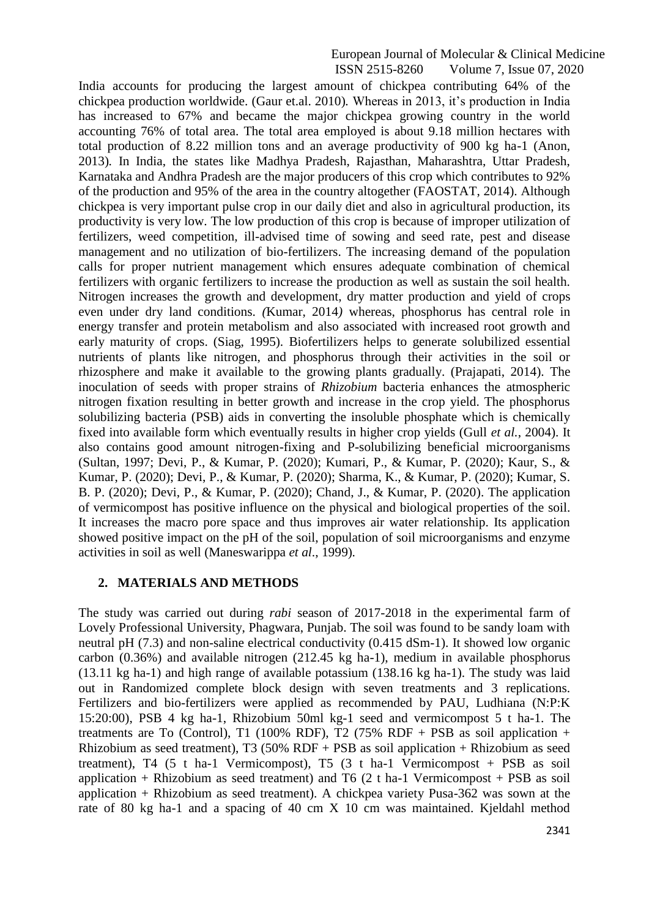India accounts for producing the largest amount of chickpea contributing 64% of the chickpea production worldwide. (Gaur et.al. 2010). Whereas in 2013, it's production in India has increased to 67% and became the major chickpea growing country in the world accounting 76% of total area. The total area employed is about 9.18 million hectares with total production of 8.22 million tons and an average productivity of 900 kg ha-1 (Anon, 2013). In India, the states like Madhya Pradesh, Rajasthan, Maharashtra, Uttar Pradesh, Karnataka and Andhra Pradesh are the major producers of this crop which contributes to 92% of the production and 95% of the area in the country altogether (FAOSTAT, 2014). Although chickpea is very important pulse crop in our daily diet and also in agricultural production, its productivity is very low. The low production of this crop is because of improper utilization of fertilizers, weed competition, ill-advised time of sowing and seed rate, pest and disease management and no utilization of bio-fertilizers. The increasing demand of the population calls for proper nutrient management which ensures adequate combination of chemical fertilizers with organic fertilizers to increase the production as well as sustain the soil health. Nitrogen increases the growth and development, dry matter production and yield of crops even under dry land conditions. *(*Kumar, 2014*)* whereas, phosphorus has central role in energy transfer and protein metabolism and also associated with increased root growth and early maturity of crops. (Siag, 1995). Biofertilizers helps to generate solubilized essential nutrients of plants like nitrogen, and phosphorus through their activities in the soil or rhizosphere and make it available to the growing plants gradually. (Prajapati, 2014). The inoculation of seeds with proper strains of *Rhizobium* bacteria enhances the atmospheric nitrogen fixation resulting in better growth and increase in the crop yield. The phosphorus solubilizing bacteria (PSB) aids in converting the insoluble phosphate which is chemically fixed into available form which eventually results in higher crop yields (Gull *et al.*, 2004). It also contains good amount nitrogen-fixing and P-solubilizing beneficial microorganisms (Sultan, 1997; Devi, P., & Kumar, P. (2020); Kumari, P., & Kumar, P. (2020); Kaur, S., & Kumar, P. (2020); Devi, P., & Kumar, P. (2020); Sharma, K., & Kumar, P. (2020); Kumar, S. B. P. (2020); Devi, P., & Kumar, P. (2020); Chand, J., & Kumar, P. (2020). The application of vermicompost has positive influence on the physical and biological properties of the soil. It increases the macro pore space and thus improves air water relationship. Its application showed positive impact on the pH of the soil, population of soil microorganisms and enzyme activities in soil as well (Maneswarippa *et al*., 1999).

## 2. MATERIALS AND METHODS

The study was carried out during *rabi* season of 2017-2018 in the experimental farm of Lovely Professional University, Phagwara, Punjab. The soil was found to be sandy loam with neutral pH (7.3) and non-saline electrical conductivity (0.415 dSm-1). It showed low organic carbon (0.36%) and available nitrogen (212.45 kg ha-1), medium in available phosphorus (13.11 kg ha-1) and high range of available potassium (138.16 kg ha-1). The study was laid out in Randomized complete block design with seven treatments and 3 replications. Fertilizers and bio-fertilizers were applied as recommended by PAU, Ludhiana (N:P:K 15:20:00), PSB 4 kg ha-1, Rhizobium 50ml kg-1 seed and vermicompost 5 t ha-1. The treatments are To (Control), T1 (100% RDF), T2 (75% RDF + PSB as soil application + Rhizobium as seed treatment), T3 (50% RDF + PSB as soil application + Rhizobium as seed treatment), T4 (5 t ha-1 Vermicompost), T5 (3 t ha-1 Vermicompost + PSB as soil application + Rhizobium as seed treatment) and T6 (2 t ha-1 Vermicompost + PSB as soil application + Rhizobium as seed treatment). A chickpea variety Pusa-362 was sown at the rate of 80 kg ha-1 and a spacing of 40 cm X 10 cm was maintained. Kjeldahl method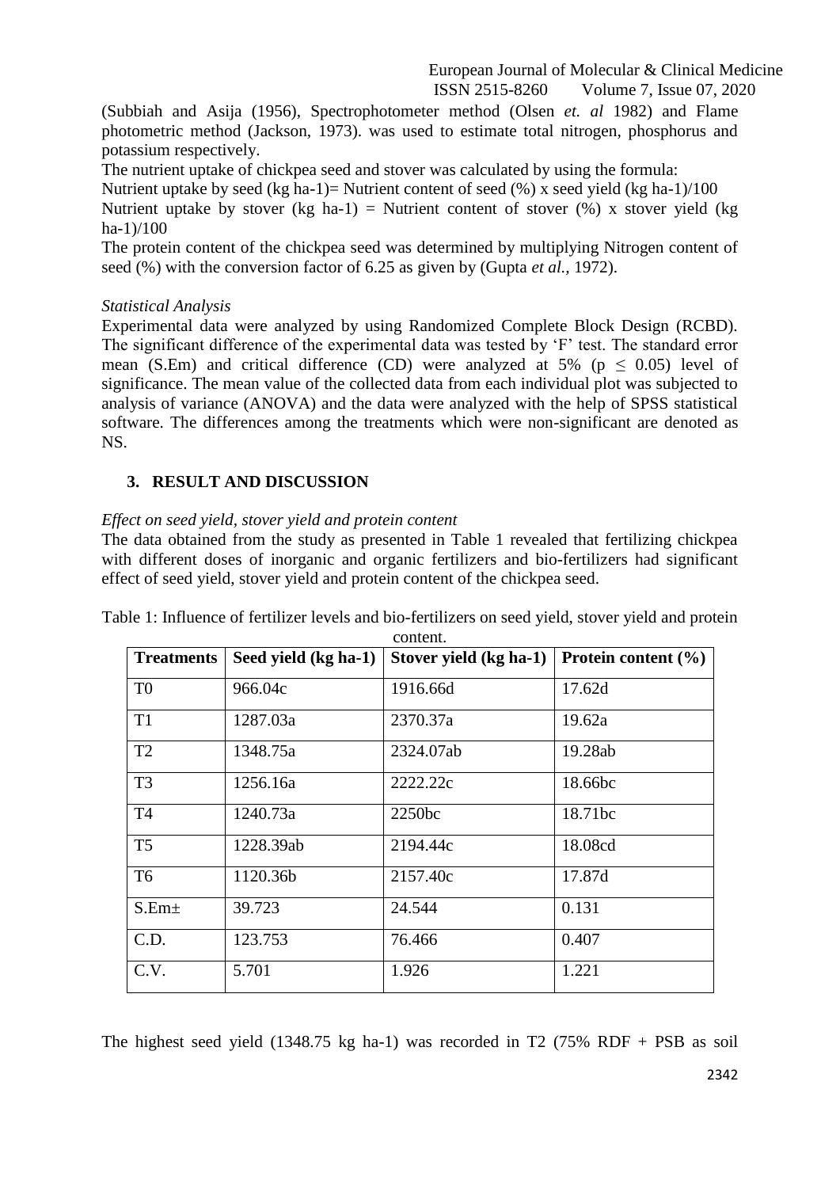(Subbiah and Asija (1956), Spectrophotometer method (Olsen *et. al* 1982) and Flame photometric method (Jackson, 1973). was used to estimate total nitrogen, phosphorus and potassium respectively.

The nutrient uptake of chickpea seed and stover was calculated by using the formula:

Nutrient uptake by seed (kg ha-1)= Nutrient content of seed (%) x seed yield (kg ha-1)/100

Nutrient uptake by stover (kg ha-1) = Nutrient content of stover (%) x stover yield (kg ha-1)/100

The protein content of the chickpea seed was determined by multiplying Nitrogen content of seed (%) with the conversion factor of 6.25 as given by (Gupta *et al.,* 1972).

*Statistical Analysis*

Experimental data were analyzed by using Randomized Complete Block Design (RCBD). The significant difference of the experimental data was tested by 'F' test. The standard error mean (S.Em) and critical difference (CD) were analyzed at 5% ($p \leq 0.05$) level of significance. The mean value of the collected data from each individual plot was subjected to analysis of variance (ANOVA) and the data were analyzed with the help of SPSS statistical software. The differences among the treatments which were non-significant are denoted as NS.

## 3. RESULT AND DISCUSSION

*Effect on seed yield, stover yield and protein content*

The data obtained from the study as presented in Table 1 revealed that fertilizing chickpea with different doses of inorganic and organic fertilizers and bio-fertilizers had significant effect of seed yield, stover yield and protein content of the chickpea seed.

Table 1: Influence of fertilizer levels and bio-fertilizers on seed yield, stover yield and protein content.

| Treatments | Seed yield (kg ha-1) | Stover yield (kg ha-1) | Protein content (%) |
|---|---|---|---|
| T0 | 966.04c | 1916.66d | 17.62d |
| T1 | 1287.03a | 2370.37a | 19.62a |
| T2 | 1348.75a | 2324.07ab | 19.28ab |
| T3 | 1256.16a | 2222.22c | 18.66bc |
| T4 | 1240.73a | 2250bc | 18.71bc |
| T5 | 1228.39ab | 2194.44c | 18.08cd |
| T6 | 1120.36b | 2157.40c | 17.87d |
| S.Em± | 39.723 | 24.544 | 0.131 |
| C.D. | 123.753 | 76.466 | 0.407 |
| C.V. | 5.701 | 1.926 | 1.221 |

The highest seed yield (1348.75 kg ha-1) was recorded in T2 (75% RDF + PSB as soil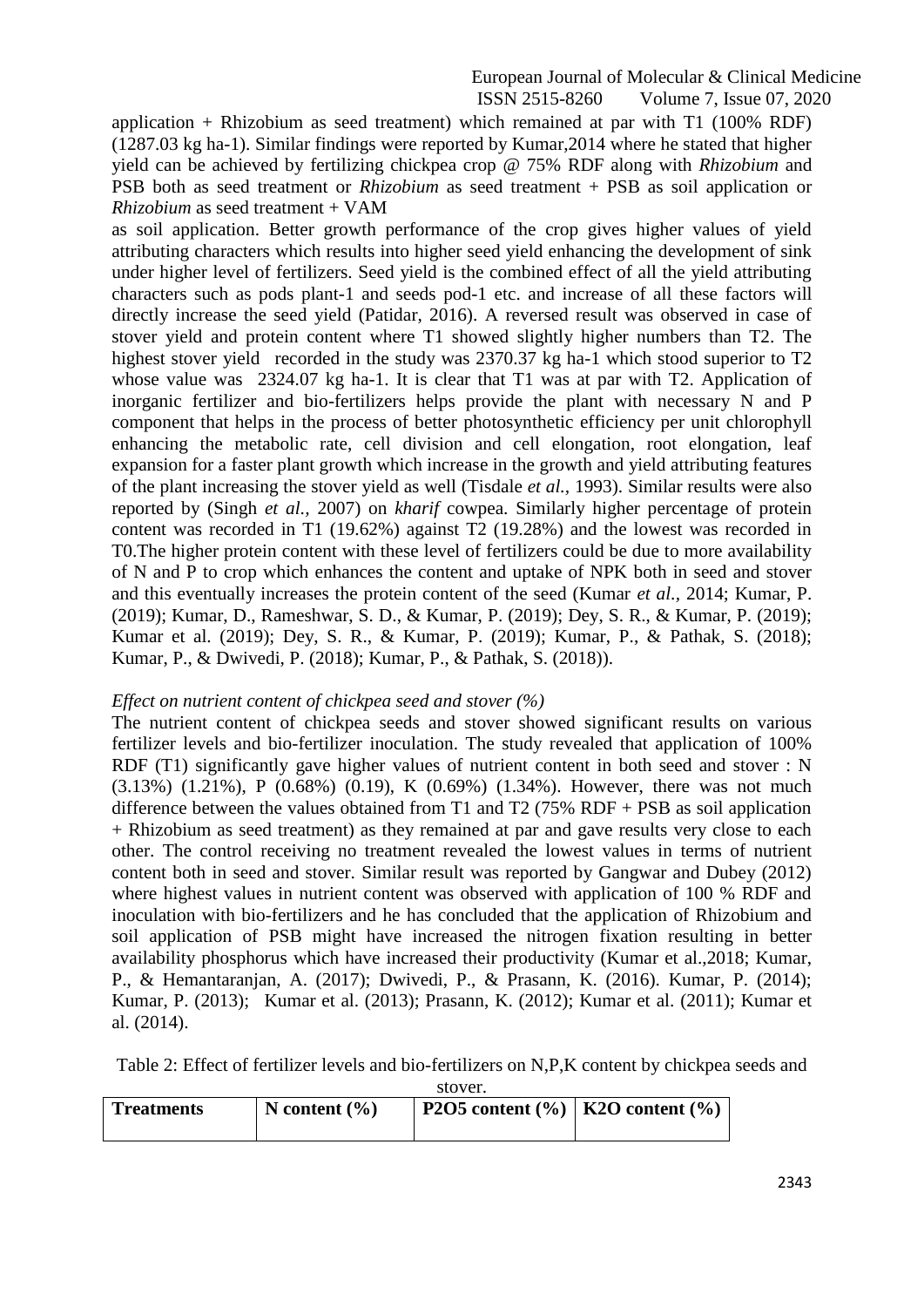application + Rhizobium as seed treatment) which remained at par with T1 (100% RDF) (1287.03 kg ha-1). Similar findings were reported by Kumar,2014 where he stated that higher yield can be achieved by fertilizing chickpea crop @ 75% RDF along with *Rhizobium* and PSB both as seed treatment or *Rhizobium* as seed treatment + PSB as soil application or *Rhizobium* as seed treatment + VAM

as soil application. Better growth performance of the crop gives higher values of yield attributing characters which results into higher seed yield enhancing the development of sink under higher level of fertilizers. Seed yield is the combined effect of all the yield attributing characters such as pods plant-1 and seeds pod-1 etc. and increase of all these factors will directly increase the seed yield (Patidar, 2016). A reversed result was observed in case of stover yield and protein content where T1 showed slightly higher numbers than T2. The highest stover yield recorded in the study was 2370.37 kg ha-1 which stood superior to T2 whose value was 2324.07 kg ha-1. It is clear that T1 was at par with T2. Application of inorganic fertilizer and bio-fertilizers helps provide the plant with necessary N and P component that helps in the process of better photosynthetic efficiency per unit chlorophyll enhancing the metabolic rate, cell division and cell elongation, root elongation, leaf expansion for a faster plant growth which increase in the growth and yield attributing features of the plant increasing the stover yield as well (Tisdale *et al.,* 1993). Similar results were also reported by (Singh *et al.,* 2007) on *kharif* cowpea. Similarly higher percentage of protein content was recorded in T1 (19.62%) against T2 (19.28%) and the lowest was recorded in T0.The higher protein content with these level of fertilizers could be due to more availability of N and P to crop which enhances the content and uptake of NPK both in seed and stover and this eventually increases the protein content of the seed (Kumar *et al.,* 2014; Kumar, P. (2019); Kumar, D., Rameshwar, S. D., & Kumar, P. (2019); Dey, S. R., & Kumar, P. (2019); Kumar et al. (2019); Dey, S. R., & Kumar, P. (2019); Kumar, P., & Pathak, S. (2018); Kumar, P., & Dwivedi, P. (2018); Kumar, P., & Pathak, S. (2018)).

*Effect on nutrient content of chickpea seed and stover (%)*

The nutrient content of chickpea seeds and stover showed significant results on various fertilizer levels and bio-fertilizer inoculation. The study revealed that application of 100% RDF (T1) significantly gave higher values of nutrient content in both seed and stover : N (3.13%) (1.21%), P (0.68%) (0.19), K (0.69%) (1.34%). However, there was not much difference between the values obtained from T1 and T2 (75% RDF + PSB as soil application + Rhizobium as seed treatment) as they remained at par and gave results very close to each other. The control receiving no treatment revealed the lowest values in terms of nutrient content both in seed and stover. Similar result was reported by Gangwar and Dubey (2012) where highest values in nutrient content was observed with application of 100 % RDF and inoculation with bio-fertilizers and he has concluded that the application of Rhizobium and soil application of PSB might have increased the nitrogen fixation resulting in better availability phosphorus which have increased their productivity (Kumar et al.,2018; Kumar, P., & Hemantaranjan, A. (2017); Dwivedi, P., & Prasann, K. (2016). Kumar, P. (2014); Kumar, P. (2013); Kumar et al. (2013); Prasann, K. (2012); Kumar et al. (2011); Kumar et al. (2014).

Table 2: Effect of fertilizer levels and bio-fertilizers on N,P,K content by chickpea seeds and stover.

| Treatments | N content (%) | $P_2O_5$ content (%) | $K_2O$ content (%) |
|---|---|---|---|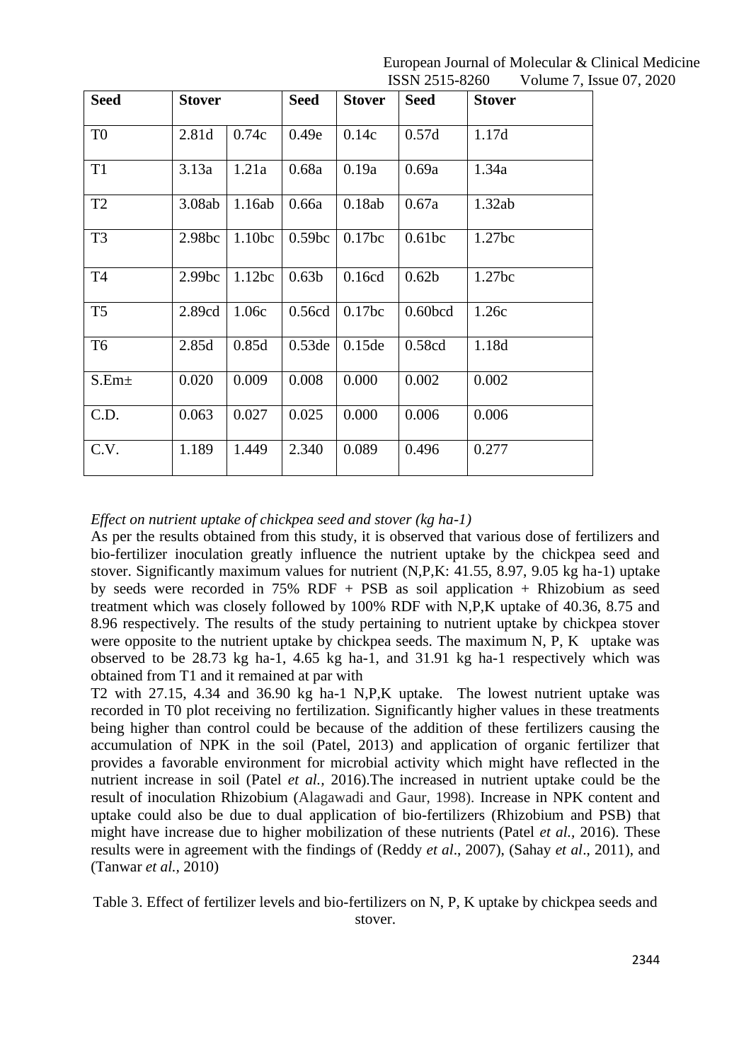| Seed | Stover | | Seed | Stover | Seed | Stover |
|---|---|---|---|---|---|---|
| T0 | 2.81d | 0.74c | 0.49e | 0.14c | 0.57d | 1.17d |
| T1 | 3.13a | 1.21a | 0.68a | 0.19a | 0.69a | 1.34a |
| T2 | 3.08ab | 1.16ab | 0.66a | 0.18ab | 0.67a | 1.32ab |
| T3 | 2.98bc | 1.10bc | 0.59bc | 0.17bc | 0.61bc | 1.27bc |
| T4 | 2.99bc | 1.12bc | 0.63b | 0.16cd | 0.62b | 1.27bc |
| T5 | 2.89cd | 1.06c | 0.56cd | 0.17bc | 0.60bcd | 1.26c |
| T6 | 2.85d | 0.85d | 0.53de | 0.15de | 0.58cd | 1.18d |
| S.Em± | 0.020 | 0.009 | 0.008 | 0.000 | 0.002 | 0.002 |
| C.D. | 0.063 | 0.027 | 0.025 | 0.000 | 0.006 | 0.006 |
| C.V. | 1.189 | 1.449 | 2.340 | 0.089 | 0.496 | 0.277 |

*Effect on nutrient uptake of chickpea seed and stover (kg ha-1)*

As per the results obtained from this study, it is observed that various dose of fertilizers and bio-fertilizer inoculation greatly influence the nutrient uptake by the chickpea seed and stover. Significantly maximum values for nutrient (N,P,K: 41.55, 8.97, 9.05 kg ha-1) uptake by seeds were recorded in 75% RDF + PSB as soil application + Rhizobium as seed treatment which was closely followed by 100% RDF with N,P,K uptake of 40.36, 8.75 and 8.96 respectively. The results of the study pertaining to nutrient uptake by chickpea stover were opposite to the nutrient uptake by chickpea seeds. The maximum N, P, K uptake was observed to be 28.73 kg ha-1, 4.65 kg ha-1, and 31.91 kg ha-1 respectively which was obtained from T1 and it remained at par with

T2 with 27.15, 4.34 and 36.90 kg ha-1 N,P,K uptake. The lowest nutrient uptake was recorded in T0 plot receiving no fertilization. Significantly higher values in these treatments being higher than control could be because of the addition of these fertilizers causing the accumulation of NPK in the soil (Patel, 2013) and application of organic fertilizer that provides a favorable environment for microbial activity which might have reflected in the nutrient increase in soil (Patel *et al.,* 2016).The increased in nutrient uptake could be the result of inoculation Rhizobium (Alagawadi and Gaur, 1998). Increase in NPK content and uptake could also be due to dual application of bio-fertilizers (Rhizobium and PSB) that might have increase due to higher mobilization of these nutrients (Patel *et al.,* 2016). These results were in agreement with the findings of (Reddy *et al*., 2007), (Sahay *et al*., 2011), and (Tanwar *et al.,* 2010)

Table 3. Effect of fertilizer levels and bio-fertilizers on N, P, K uptake by chickpea seeds and stover.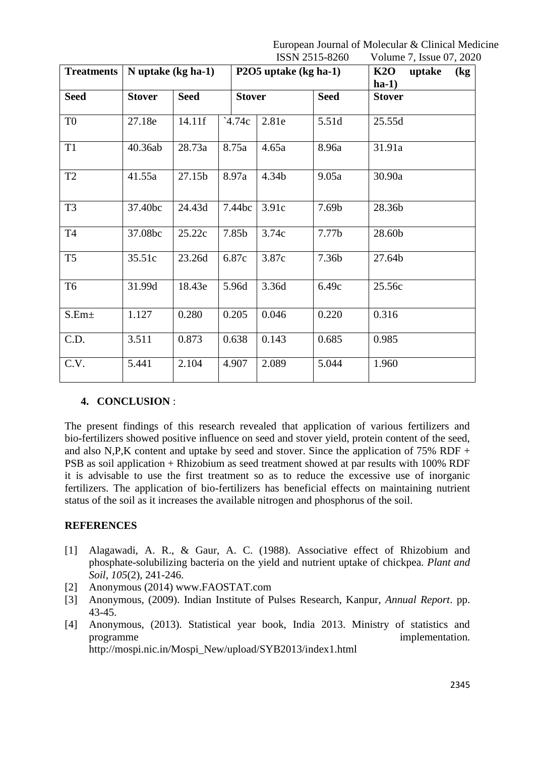| Treatments | N uptake (kg ha-1) | | P2O5 uptake (kg ha-1) | | | K2O uptake (kg ha-1) |
|---|---|---|---|---|---|---|
| Seed | Stover | Seed | Stover | | Seed | Stover |
| T0 | 27.18e | 14.11f | `4.74c | 2.81e | 5.51d | 25.55d |
| T1 | 40.36ab | 28.73a | 8.75a | 4.65a | 8.96a | 31.91a |
| T2 | 41.55a | 27.15b | 8.97a | 4.34b | 9.05a | 30.90a |
| T3 | 37.40bc | 24.43d | 7.44bc | 3.91c | 7.69b | 28.36b |
| T4 | 37.08bc | 25.22c | 7.85b | 3.74c | 7.77b | 28.60b |
| T5 | 35.51c | 23.26d | 6.87c | 3.87c | 7.36b | 27.64b |
| T6 | 31.99d | 18.43e | 5.96d | 3.36d | 6.49c | 25.56c |
| S.Em± | 1.127 | 0.280 | 0.205 | 0.046 | 0.220 | 0.316 |
| C.D. | 3.511 | 0.873 | 0.638 | 0.143 | 0.685 | 0.985 |
| C.V. | 5.441 | 2.104 | 4.907 | 2.089 | 5.044 | 1.960 |

## 4. CONCLUSION :

The present findings of this research revealed that application of various fertilizers and bio-fertilizers showed positive influence on seed and stover yield, protein content of the seed, and also N,P,K content and uptake by seed and stover. Since the application of 75% RDF + PSB as soil application + Rhizobium as seed treatment showed at par results with 100% RDF it is advisable to use the first treatment so as to reduce the excessive use of inorganic fertilizers. The application of bio-fertilizers has beneficial effects on maintaining nutrient status of the soil as it increases the available nitrogen and phosphorus of the soil.

## REFERENCES

[1] Alagawadi, A. R., & Gaur, A. C. (1988). Associative effect of Rhizobium and phosphate-solubilizing bacteria on the yield and nutrient uptake of chickpea. *Plant and Soil*, *105*(2), 241-246.

[2] Anonymous (2014) www.FAOSTAT.com

[3] Anonymous, (2009). Indian Institute of Pulses Research, Kanpur, *Annual Report*. pp. 43-45.

[4] Anonymous, (2013). Statistical year book, India 2013. Ministry of statistics and programme implementation. http://mospi.nic.in/Mospi_New/upload/SYB2013/index1.html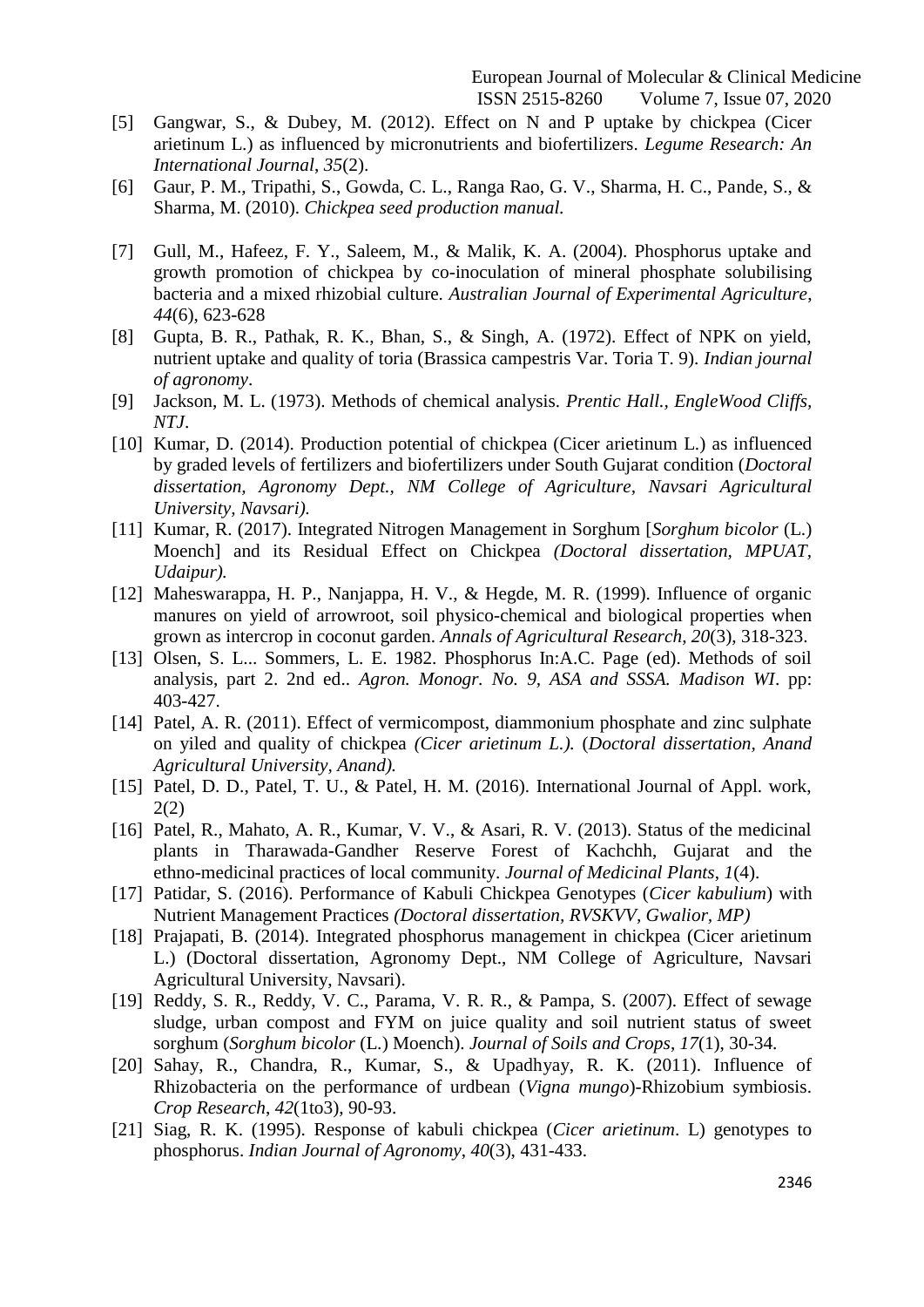[5] Gangwar, S., & Dubey, M. (2012). Effect on N and P uptake by chickpea (Cicer arietinum L.) as influenced by micronutrients and biofertilizers. *Legume Research: An International Journal*, *35*(2).

[6] Gaur, P. M., Tripathi, S., Gowda, C. L., Ranga Rao, G. V., Sharma, H. C., Pande, S., & Sharma, M. (2010). *Chickpea seed production manual.*

[7] Gull, M., Hafeez, F. Y., Saleem, M., & Malik, K. A. (2004). Phosphorus uptake and growth promotion of chickpea by co-inoculation of mineral phosphate solubilising bacteria and a mixed rhizobial culture. *Australian Journal of Experimental Agriculture*, *44*(6), 623-628

[8] Gupta, B. R., Pathak, R. K., Bhan, S., & Singh, A. (1972). Effect of NPK on yield, nutrient uptake and quality of toria (Brassica campestris Var. Toria T. 9). *Indian journal of agronomy*.

[9] Jackson, M. L. (1973). Methods of chemical analysis. *Prentic Hall., EngleWood Cliffs, NTJ*.

[10] Kumar, D. (2014). Production potential of chickpea (Cicer arietinum L.) as influenced by graded levels of fertilizers and biofertilizers under South Gujarat condition (*Doctoral dissertation, Agronomy Dept., NM College of Agriculture, Navsari Agricultural University, Navsari).*

[11] Kumar, R. (2017). Integrated Nitrogen Management in Sorghum [*Sorghum bicolor* (L.) Moench] and its Residual Effect on Chickpea *(Doctoral dissertation, MPUAT, Udaipur).*

[12] Maheswarappa, H. P., Nanjappa, H. V., & Hegde, M. R. (1999). Influence of organic manures on yield of arrowroot, soil physico-chemical and biological properties when grown as intercrop in coconut garden. *Annals of Agricultural Research*, *20*(3), 318-323.

[13] Olsen, S. L... Sommers, L. E. 1982. Phosphorus In:A.C. Page (ed). Methods of soil analysis, part 2. 2nd ed.. *Agron. Monogr. No. 9, ASA and SSSA. Madison WI*. pp: 403-427.

[14] Patel, A. R. (2011). Effect of vermicompost, diammonium phosphate and zinc sulphate on yiled and quality of chickpea *(Cicer arietinum L.).* (*Doctoral dissertation, Anand Agricultural University, Anand).*

[15] Patel, D. D., Patel, T. U., & Patel, H. M. (2016). International Journal of Appl. work, 2(2)

[16] Patel, R., Mahato, A. R., Kumar, V. V., & Asari, R. V. (2013). Status of the medicinal plants in Tharawada-Gandher Reserve Forest of Kachchh, Gujarat and the ethno-medicinal practices of local community. *Journal of Medicinal Plants*, *1*(4).

[17] Patidar, S. (2016). Performance of Kabuli Chickpea Genotypes (*Cicer kabulium*) with Nutrient Management Practices *(Doctoral dissertation, RVSKVV, Gwalior, MP)*

[18] Prajapati, B. (2014). Integrated phosphorus management in chickpea (Cicer arietinum L.) (Doctoral dissertation, Agronomy Dept., NM College of Agriculture, Navsari Agricultural University, Navsari).

[19] Reddy, S. R., Reddy, V. C., Parama, V. R. R., & Pampa, S. (2007). Effect of sewage sludge, urban compost and FYM on juice quality and soil nutrient status of sweet sorghum (*Sorghum bicolor* (L.) Moench). *Journal of Soils and Crops*, *17*(1), 30-34.

[20] Sahay, R., Chandra, R., Kumar, S., & Upadhyay, R. K. (2011). Influence of Rhizobacteria on the performance of urdbean (*Vigna mungo*)-Rhizobium symbiosis. *Crop Research*, *42*(1to3), 90-93.

[21] Siag, R. K. (1995). Response of kabuli chickpea (*Cicer arietinum*. L) genotypes to phosphorus. *Indian Journal of Agronomy*, *40*(3), 431-433.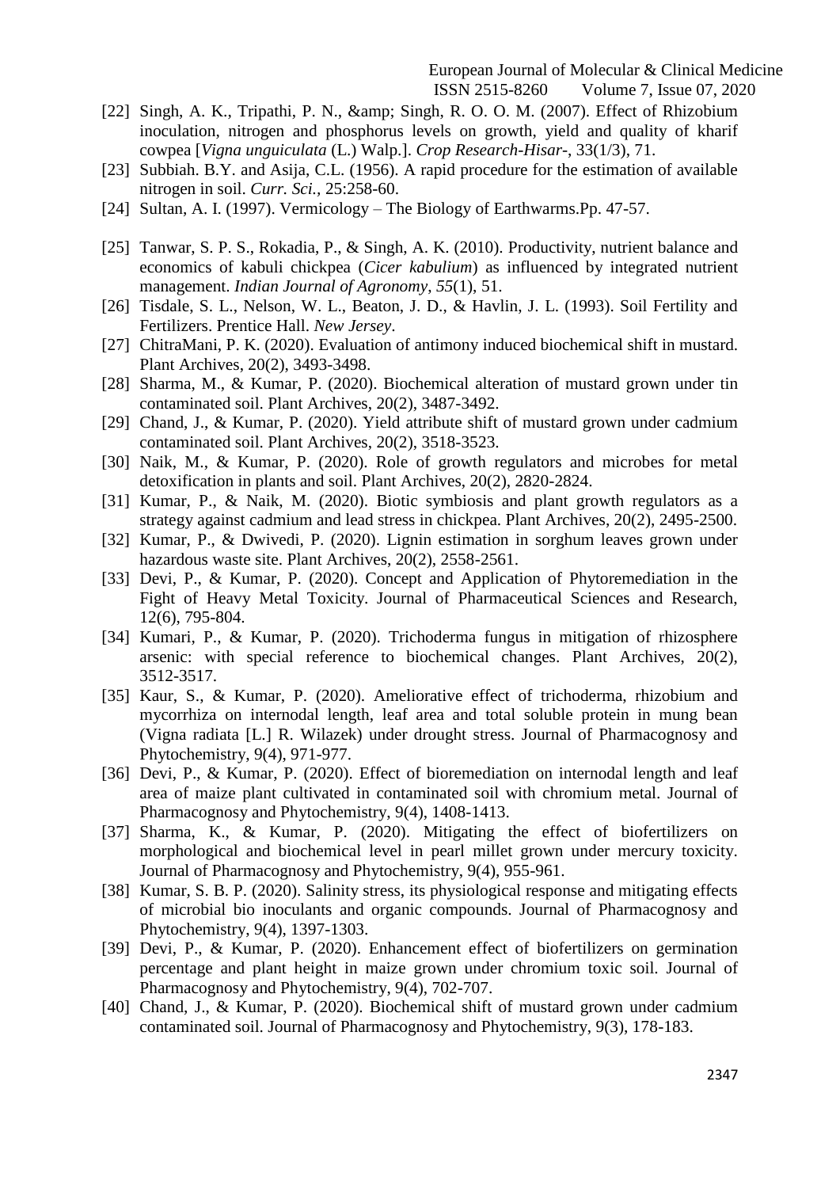[22] Singh, A. K., Tripathi, P. N., &amp; Singh, R. O. O. M. (2007). Effect of Rhizobium inoculation, nitrogen and phosphorus levels on growth, yield and quality of kharif cowpea [*Vigna unguiculata* (L.) Walp.]. *Crop Research-Hisar-*, 33(1/3), 71.

[23] Subbiah. B.Y. and Asija, C.L. (1956). A rapid procedure for the estimation of available nitrogen in soil. *Curr. Sci.*, 25:258-60.

[24] Sultan, A. I. (1997). Vermicology – The Biology of Earthwarms.Pp. 47-57.

[25] Tanwar, S. P. S., Rokadia, P., & Singh, A. K. (2010). Productivity, nutrient balance and economics of kabuli chickpea (*Cicer kabulium*) as influenced by integrated nutrient management. *Indian Journal of Agronomy*, *55*(1), 51.

[26] Tisdale, S. L., Nelson, W. L., Beaton, J. D., & Havlin, J. L. (1993). Soil Fertility and Fertilizers. Prentice Hall. *New Jersey*.

[27] ChitraMani, P. K. (2020). Evaluation of antimony induced biochemical shift in mustard. Plant Archives, 20(2), 3493-3498.

[28] Sharma, M., & Kumar, P. (2020). Biochemical alteration of mustard grown under tin contaminated soil. Plant Archives, 20(2), 3487-3492.

[29] Chand, J., & Kumar, P. (2020). Yield attribute shift of mustard grown under cadmium contaminated soil. Plant Archives, 20(2), 3518-3523.

[30] Naik, M., & Kumar, P. (2020). Role of growth regulators and microbes for metal detoxification in plants and soil. Plant Archives, 20(2), 2820-2824.

[31] Kumar, P., & Naik, M. (2020). Biotic symbiosis and plant growth regulators as a strategy against cadmium and lead stress in chickpea. Plant Archives, 20(2), 2495-2500.

[32] Kumar, P., & Dwivedi, P. (2020). Lignin estimation in sorghum leaves grown under hazardous waste site. Plant Archives, 20(2), 2558-2561.

[33] Devi, P., & Kumar, P. (2020). Concept and Application of Phytoremediation in the Fight of Heavy Metal Toxicity. Journal of Pharmaceutical Sciences and Research, 12(6), 795-804.

[34] Kumari, P., & Kumar, P. (2020). Trichoderma fungus in mitigation of rhizosphere arsenic: with special reference to biochemical changes. Plant Archives, 20(2), 3512-3517.

[35] Kaur, S., & Kumar, P. (2020). Ameliorative effect of trichoderma, rhizobium and mycorrhiza on internodal length, leaf area and total soluble protein in mung bean (Vigna radiata [L.] R. Wilazek) under drought stress. Journal of Pharmacognosy and Phytochemistry, 9(4), 971-977.

[36] Devi, P., & Kumar, P. (2020). Effect of bioremediation on internodal length and leaf area of maize plant cultivated in contaminated soil with chromium metal. Journal of Pharmacognosy and Phytochemistry, 9(4), 1408-1413.

[37] Sharma, K., & Kumar, P. (2020). Mitigating the effect of biofertilizers on morphological and biochemical level in pearl millet grown under mercury toxicity. Journal of Pharmacognosy and Phytochemistry, 9(4), 955-961.

[38] Kumar, S. B. P. (2020). Salinity stress, its physiological response and mitigating effects of microbial bio inoculants and organic compounds. Journal of Pharmacognosy and Phytochemistry, 9(4), 1397-1303.

[39] Devi, P., & Kumar, P. (2020). Enhancement effect of biofertilizers on germination percentage and plant height in maize grown under chromium toxic soil. Journal of Pharmacognosy and Phytochemistry, 9(4), 702-707.

[40] Chand, J., & Kumar, P. (2020). Biochemical shift of mustard grown under cadmium contaminated soil. Journal of Pharmacognosy and Phytochemistry, 9(3), 178-183.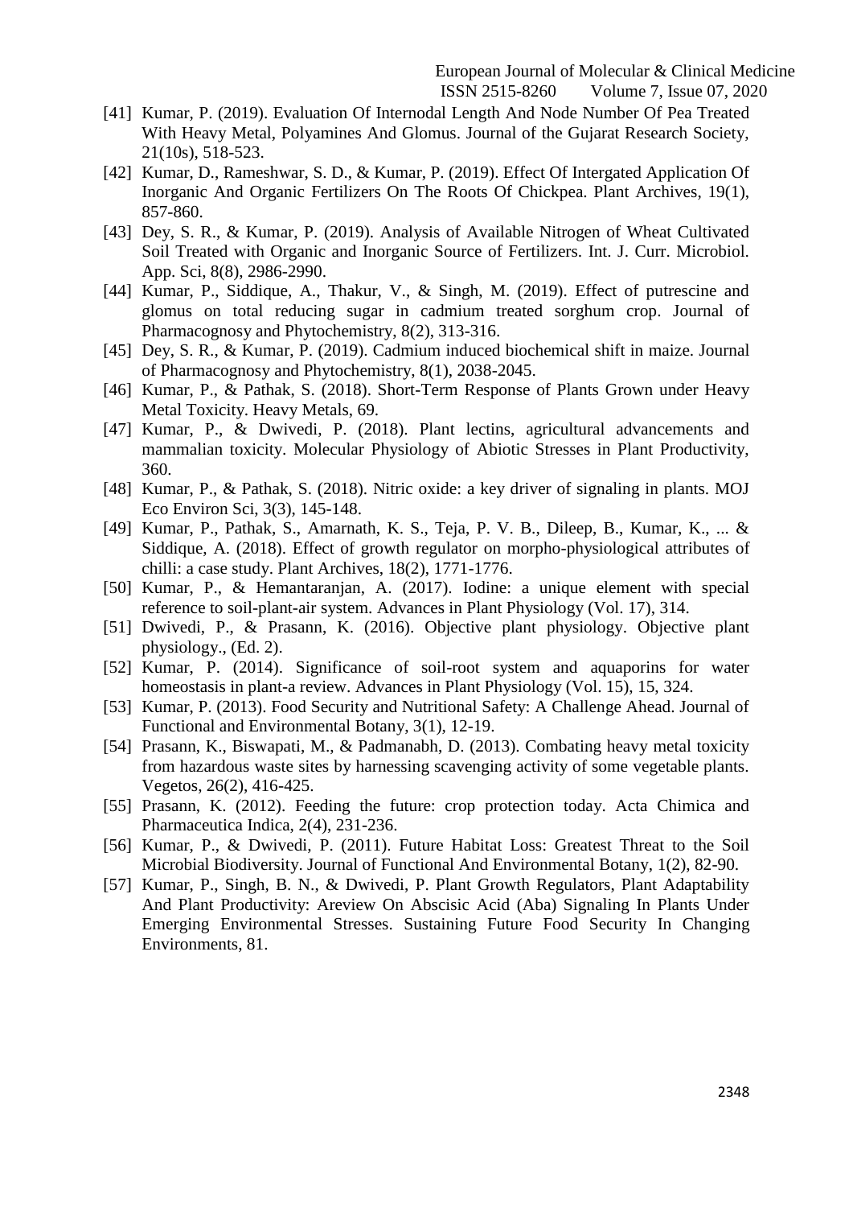[41] Kumar, P. (2019). Evaluation Of Internodal Length And Node Number Of Pea Treated With Heavy Metal, Polyamines And Glomus. Journal of the Gujarat Research Society, 21(10s), 518-523.

[42] Kumar, D., Rameshwar, S. D., & Kumar, P. (2019). Effect Of Intergated Application Of Inorganic And Organic Fertilizers On The Roots Of Chickpea. Plant Archives, 19(1), 857-860.

[43] Dey, S. R., & Kumar, P. (2019). Analysis of Available Nitrogen of Wheat Cultivated Soil Treated with Organic and Inorganic Source of Fertilizers. Int. J. Curr. Microbiol. App. Sci, 8(8), 2986-2990.

[44] Kumar, P., Siddique, A., Thakur, V., & Singh, M. (2019). Effect of putrescine and glomus on total reducing sugar in cadmium treated sorghum crop. Journal of Pharmacognosy and Phytochemistry, 8(2), 313-316.

[45] Dey, S. R., & Kumar, P. (2019). Cadmium induced biochemical shift in maize. Journal of Pharmacognosy and Phytochemistry, 8(1), 2038-2045.

[46] Kumar, P., & Pathak, S. (2018). Short-Term Response of Plants Grown under Heavy Metal Toxicity. Heavy Metals, 69.

[47] Kumar, P., & Dwivedi, P. (2018). Plant lectins, agricultural advancements and mammalian toxicity. Molecular Physiology of Abiotic Stresses in Plant Productivity, 360.

[48] Kumar, P., & Pathak, S. (2018). Nitric oxide: a key driver of signaling in plants. MOJ Eco Environ Sci, 3(3), 145-148.

[49] Kumar, P., Pathak, S., Amarnath, K. S., Teja, P. V. B., Dileep, B., Kumar, K., ... & Siddique, A. (2018). Effect of growth regulator on morpho-physiological attributes of chilli: a case study. Plant Archives, 18(2), 1771-1776.

[50] Kumar, P., & Hemantaranjan, A. (2017). Iodine: a unique element with special reference to soil-plant-air system. Advances in Plant Physiology (Vol. 17), 314.

[51] Dwivedi, P., & Prasann, K. (2016). Objective plant physiology. Objective plant physiology., (Ed. 2).

[52] Kumar, P. (2014). Significance of soil-root system and aquaporins for water homeostasis in plant-a review. Advances in Plant Physiology (Vol. 15), 15, 324.

[53] Kumar, P. (2013). Food Security and Nutritional Safety: A Challenge Ahead. Journal of Functional and Environmental Botany, 3(1), 12-19.

[54] Prasann, K., Biswapati, M., & Padmanabh, D. (2013). Combating heavy metal toxicity from hazardous waste sites by harnessing scavenging activity of some vegetable plants. Vegetos, 26(2), 416-425.

[55] Prasann, K. (2012). Feeding the future: crop protection today. Acta Chimica and Pharmaceutica Indica, 2(4), 231-236.

[56] Kumar, P., & Dwivedi, P. (2011). Future Habitat Loss: Greatest Threat to the Soil Microbial Biodiversity. Journal of Functional And Environmental Botany, 1(2), 82-90.

[57] Kumar, P., Singh, B. N., & Dwivedi, P. Plant Growth Regulators, Plant Adaptability And Plant Productivity: Areview On Abscisic Acid (Aba) Signaling In Plants Under Emerging Environmental Stresses. Sustaining Future Food Security In Changing Environments, 81.